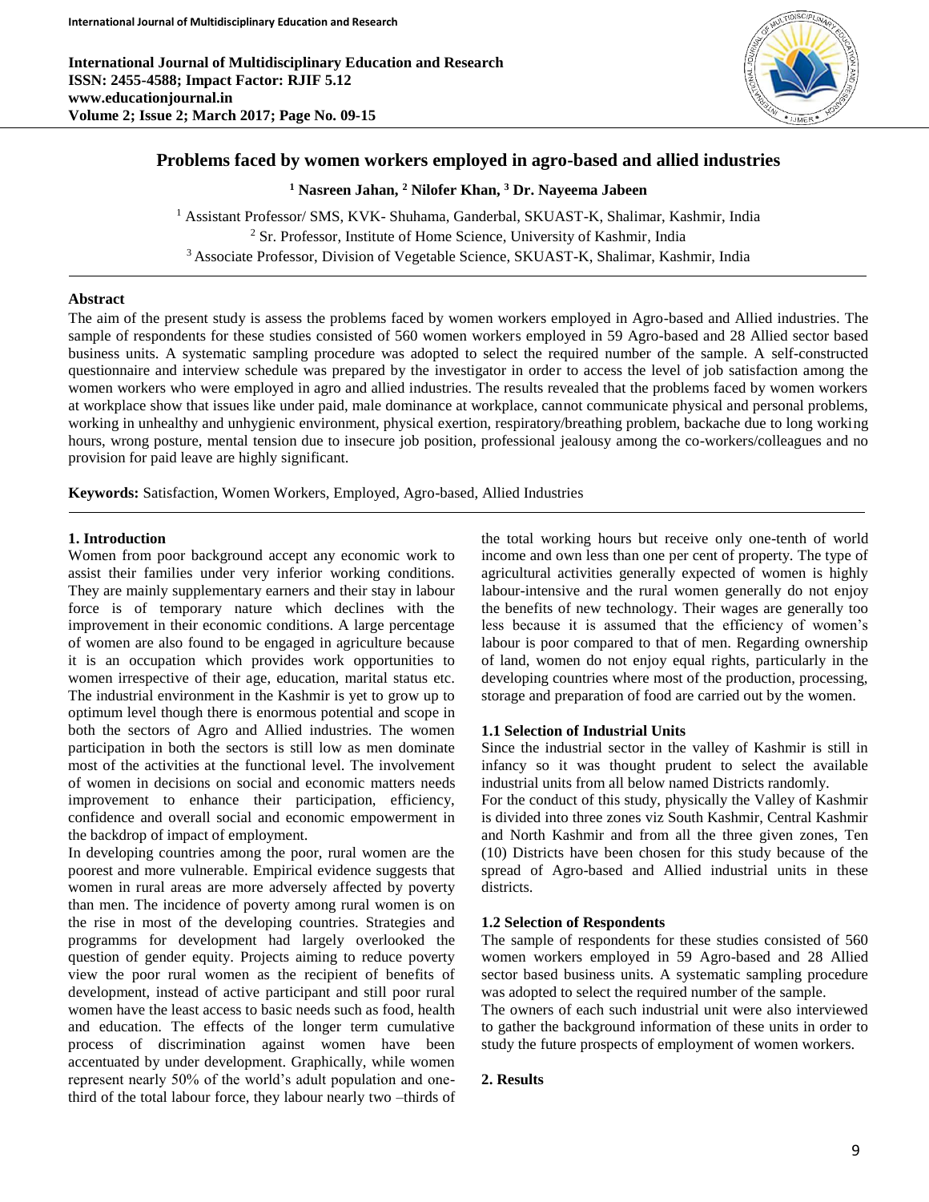# Problems faced by women workers employed in agro-based and allied industries

[1] Nasreen Jahan, [2] Nilofer Khan, [3] Dr. Nayeema Jabeen

[1] Assistant Professor/ SMS, KVK- Shuhama, Ganderbal, SKUAST-K, Shalimar, Kashmir, India
[2] Sr. Professor, Institute of Home Science, University of Kashmir, India
[3] Associate Professor, Division of Vegetable Science, SKUAST-K, Shalimar, Kashmir, India

## Abstract

The aim of the present study is assess the problems faced by women workers employed in Agro-based and Allied industries. The sample of respondents for these studies consisted of 560 women workers employed in 59 Agro-based and 28 Allied sector based business units. A systematic sampling procedure was adopted to select the required number of the sample. A self-constructed questionnaire and interview schedule was prepared by the investigator in order to access the level of job satisfaction among the women workers who were employed in agro and allied industries. The results revealed that the problems faced by women workers at workplace show that issues like under paid, male dominance at workplace, cannot communicate physical and personal problems, working in unhealthy and unhygienic environment, physical exertion, respiratory/breathing problem, backache due to long working hours, wrong posture, mental tension due to insecure job position, professional jealousy among the co-workers/colleagues and no provision for paid leave are highly significant.

**Keywords:** Satisfaction, Women Workers, Employed, Agro-based, Allied Industries

## 1. Introduction

Women from poor background accept any economic work to assist their families under very inferior working conditions. They are mainly supplementary earners and their stay in labour force is of temporary nature which declines with the improvement in their economic conditions. A large percentage of women are also found to be engaged in agriculture because it is an occupation which provides work opportunities to women irrespective of their age, education, marital status etc. The industrial environment in the Kashmir is yet to grow up to optimum level though there is enormous potential and scope in both the sectors of Agro and Allied industries. The women participation in both the sectors is still low as men dominate most of the activities at the functional level. The involvement of women in decisions on social and economic matters needs improvement to enhance their participation, efficiency, confidence and overall social and economic empowerment in the backdrop of impact of employment.

In developing countries among the poor, rural women are the poorest and more vulnerable. Empirical evidence suggests that women in rural areas are more adversely affected by poverty than men. The incidence of poverty among rural women is on the rise in most of the developing countries. Strategies and programms for development had largely overlooked the question of gender equity. Projects aiming to reduce poverty view the poor rural women as the recipient of benefits of development, instead of active participant and still poor rural women have the least access to basic needs such as food, health and education. The effects of the longer term cumulative process of discrimination against women have been accentuated by under development. Graphically, while women represent nearly 50% of the world's adult population and one-third of the total labour force, they labour nearly two –thirds of the total working hours but receive only one-tenth of world income and own less than one per cent of property. The type of agricultural activities generally expected of women is highly labour-intensive and the rural women generally do not enjoy the benefits of new technology. Their wages are generally too less because it is assumed that the efficiency of women's labour is poor compared to that of men. Regarding ownership of land, women do not enjoy equal rights, particularly in the developing countries where most of the production, processing, storage and preparation of food are carried out by the women.

### 1.1 Selection of Industrial Units

Since the industrial sector in the valley of Kashmir is still in infancy so it was thought prudent to select the available industrial units from all below named Districts randomly.

For the conduct of this study, physically the Valley of Kashmir is divided into three zones viz South Kashmir, Central Kashmir and North Kashmir and from all the three given zones, Ten (10) Districts have been chosen for this study because of the spread of Agro-based and Allied industrial units in these districts.

### 1.2 Selection of Respondents

The sample of respondents for these studies consisted of 560 women workers employed in 59 Agro-based and 28 Allied sector based business units. A systematic sampling procedure was adopted to select the required number of the sample.

The owners of each such industrial unit were also interviewed to gather the background information of these units in order to study the future prospects of employment of women workers.

## 2. Results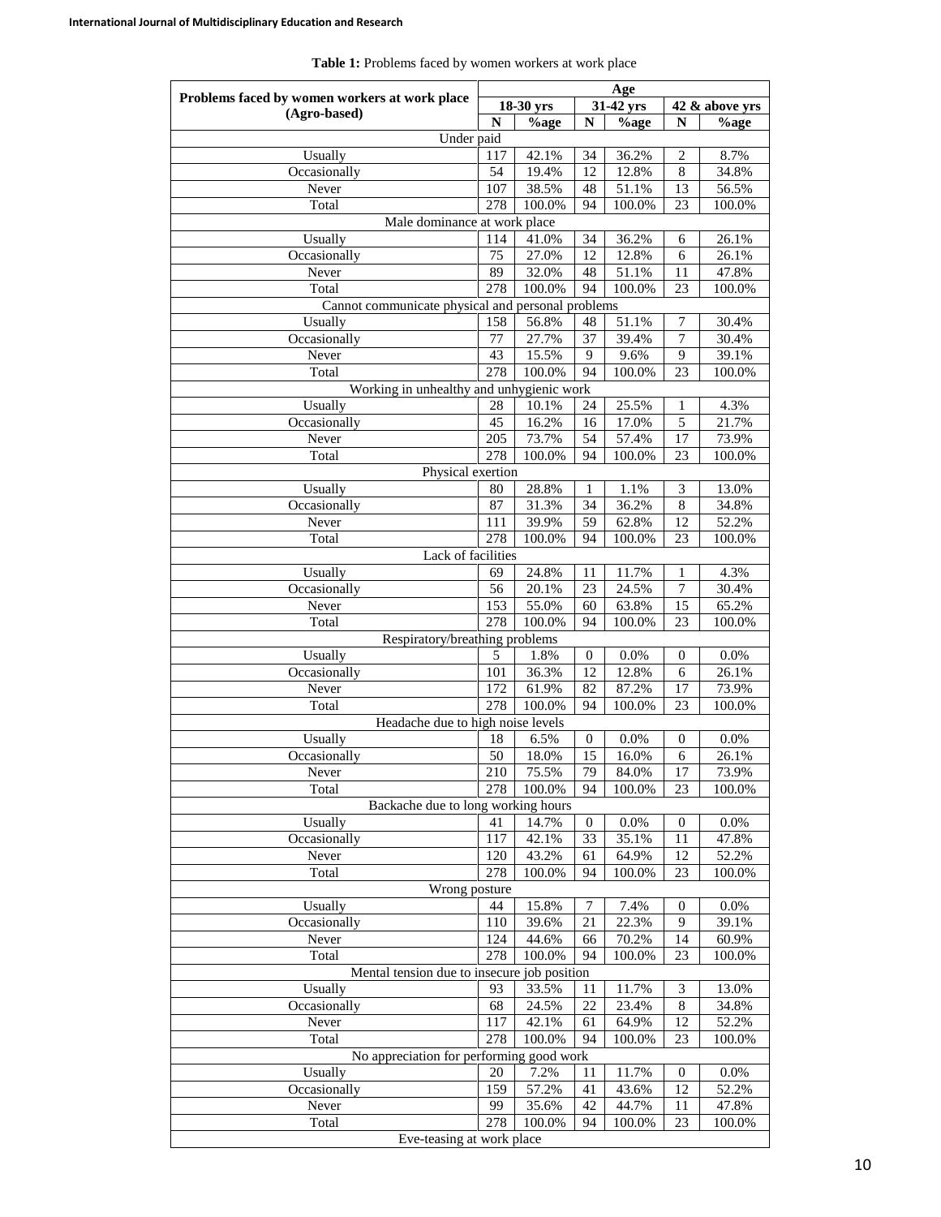**Table 1:** Problems faced by women workers at work place

| Problems faced by women workers at work place (Agro-based) | Age | | | | | |
|---|---|---|---|---|---|---|
| | 18-30 yrs | | 31-42 yrs | | 42 & above yrs | |
| | N | %age | N | %age | N | %age |
| **Under paid** | | | | | | |
| Usually | 117 | 42.1% | 34 | 36.2% | 2 | 8.7% |
| Occasionally | 54 | 19.4% | 12 | 12.8% | 8 | 34.8% |
| Never | 107 | 38.5% | 48 | 51.1% | 13 | 56.5% |
| Total | 278 | 100.0% | 94 | 100.0% | 23 | 100.0% |
| **Male dominance at work place** | | | | | | |
| Usually | 114 | 41.0% | 34 | 36.2% | 6 | 26.1% |
| Occasionally | 75 | 27.0% | 12 | 12.8% | 6 | 26.1% |
| Never | 89 | 32.0% | 48 | 51.1% | 11 | 47.8% |
| Total | 278 | 100.0% | 94 | 100.0% | 23 | 100.0% |
| **Cannot communicate physical and personal problems** | | | | | | |
| Usually | 158 | 56.8% | 48 | 51.1% | 7 | 30.4% |
| Occasionally | 77 | 27.7% | 37 | 39.4% | 7 | 30.4% |
| Never | 43 | 15.5% | 9 | 9.6% | 9 | 39.1% |
| Total | 278 | 100.0% | 94 | 100.0% | 23 | 100.0% |
| **Working in unhealthy and unhygienic work** | | | | | | |
| Usually | 28 | 10.1% | 24 | 25.5% | 1 | 4.3% |
| Occasionally | 45 | 16.2% | 16 | 17.0% | 5 | 21.7% |
| Never | 205 | 73.7% | 54 | 57.4% | 17 | 73.9% |
| Total | 278 | 100.0% | 94 | 100.0% | 23 | 100.0% |
| **Physical exertion** | | | | | | |
| Usually | 80 | 28.8% | 1 | 1.1% | 3 | 13.0% |
| Occasionally | 87 | 31.3% | 34 | 36.2% | 8 | 34.8% |
| Never | 111 | 39.9% | 59 | 62.8% | 12 | 52.2% |
| Total | 278 | 100.0% | 94 | 100.0% | 23 | 100.0% |
| **Lack of facilities** | | | | | | |
| Usually | 69 | 24.8% | 11 | 11.7% | 1 | 4.3% |
| Occasionally | 56 | 20.1% | 23 | 24.5% | 7 | 30.4% |
| Never | 153 | 55.0% | 60 | 63.8% | 15 | 65.2% |
| Total | 278 | 100.0% | 94 | 100.0% | 23 | 100.0% |
| **Respiratory/breathing problems** | | | | | | |
| Usually | 5 | 1.8% | 0 | 0.0% | 0 | 0.0% |
| Occasionally | 101 | 36.3% | 12 | 12.8% | 6 | 26.1% |
| Never | 172 | 61.9% | 82 | 87.2% | 17 | 73.9% |
| Total | 278 | 100.0% | 94 | 100.0% | 23 | 100.0% |
| **Headache due to high noise levels** | | | | | | |
| Usually | 18 | 6.5% | 0 | 0.0% | 0 | 0.0% |
| Occasionally | 50 | 18.0% | 15 | 16.0% | 6 | 26.1% |
| Never | 210 | 75.5% | 79 | 84.0% | 17 | 73.9% |
| Total | 278 | 100.0% | 94 | 100.0% | 23 | 100.0% |
| **Backache due to long working hours** | | | | | | |
| Usually | 41 | 14.7% | 0 | 0.0% | 0 | 0.0% |
| Occasionally | 117 | 42.1% | 33 | 35.1% | 11 | 47.8% |
| Never | 120 | 43.2% | 61 | 64.9% | 12 | 52.2% |
| Total | 278 | 100.0% | 94 | 100.0% | 23 | 100.0% |
| **Wrong posture** | | | | | | |
| Usually | 44 | 15.8% | 7 | 7.4% | 0 | 0.0% |
| Occasionally | 110 | 39.6% | 21 | 22.3% | 9 | 39.1% |
| Never | 124 | 44.6% | 66 | 70.2% | 14 | 60.9% |
| Total | 278 | 100.0% | 94 | 100.0% | 23 | 100.0% |
| **Mental tension due to insecure job position** | | | | | | |
| Usually | 93 | 33.5% | 11 | 11.7% | 3 | 13.0% |
| Occasionally | 68 | 24.5% | 22 | 23.4% | 8 | 34.8% |
| Never | 117 | 42.1% | 61 | 64.9% | 12 | 52.2% |
| Total | 278 | 100.0% | 94 | 100.0% | 23 | 100.0% |
| **No appreciation for performing good work** | | | | | | |
| Usually | 20 | 7.2% | 11 | 11.7% | 0 | 0.0% |
| Occasionally | 159 | 57.2% | 41 | 43.6% | 12 | 52.2% |
| Never | 99 | 35.6% | 42 | 44.7% | 11 | 47.8% |
| Total | 278 | 100.0% | 94 | 100.0% | 23 | 100.0% |
| **Eve-teasing at work place** | | | | | | |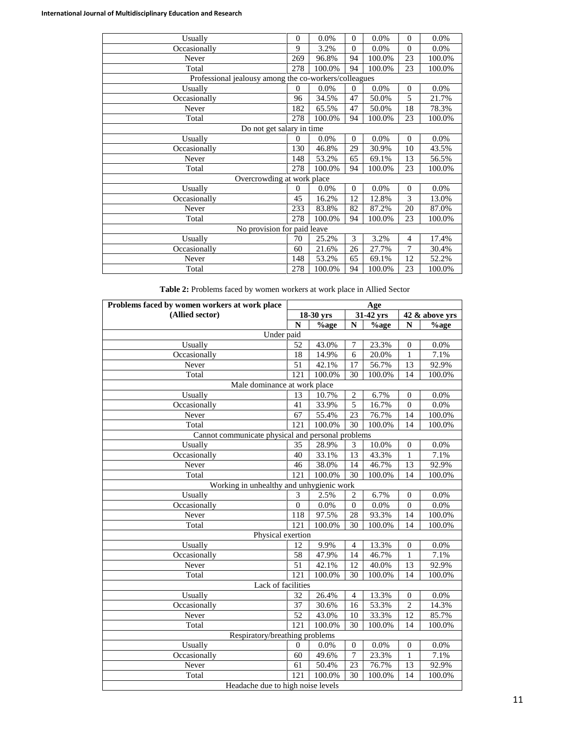| | | | | | | |
|---|---|---|---|---|---|---|
| Usually | 0 | 0.0% | 0 | 0.0% | 0 | 0.0% |
| Occasionally | 9 | 3.2% | 0 | 0.0% | 0 | 0.0% |
| Never | 269 | 96.8% | 94 | 100.0% | 23 | 100.0% |
| Total | 278 | 100.0% | 94 | 100.0% | 23 | 100.0% |
| Professional jealousy among the co-workers/colleagues | | | | | | |
| Usually | 0 | 0.0% | 0 | 0.0% | 0 | 0.0% |
| Occasionally | 96 | 34.5% | 47 | 50.0% | 5 | 21.7% |
| Never | 182 | 65.5% | 47 | 50.0% | 18 | 78.3% |
| Total | 278 | 100.0% | 94 | 100.0% | 23 | 100.0% |
| Do not get salary in time | | | | | | |
| Usually | 0 | 0.0% | 0 | 0.0% | 0 | 0.0% |
| Occasionally | 130 | 46.8% | 29 | 30.9% | 10 | 43.5% |
| Never | 148 | 53.2% | 65 | 69.1% | 13 | 56.5% |
| Total | 278 | 100.0% | 94 | 100.0% | 23 | 100.0% |
| Overcrowding at work place | | | | | | |
| Usually | 0 | 0.0% | 0 | 0.0% | 0 | 0.0% |
| Occasionally | 45 | 16.2% | 12 | 12.8% | 3 | 13.0% |
| Never | 233 | 83.8% | 82 | 87.2% | 20 | 87.0% |
| Total | 278 | 100.0% | 94 | 100.0% | 23 | 100.0% |
| No provision for paid leave | | | | | | |
| Usually | 70 | 25.2% | 3 | 3.2% | 4 | 17.4% |
| Occasionally | 60 | 21.6% | 26 | 27.7% | 7 | 30.4% |
| Never | 148 | 53.2% | 65 | 69.1% | 12 | 52.2% |
| Total | 278 | 100.0% | 94 | 100.0% | 23 | 100.0% |

**Table 2:** Problems faced by women workers at work place in Allied Sector

| Problems faced by women workers at work place (Allied sector) | Age | | | | | |
|---|---|---|---|---|---|---|
| | 18-30 yrs | | 31-42 yrs | | 42 & above yrs | |
| | N | %age | N | %age | N | %age |
| Under paid | | | | | | |
| Usually | 52 | 43.0% | 7 | 23.3% | 0 | 0.0% |
| Occasionally | 18 | 14.9% | 6 | 20.0% | 1 | 7.1% |
| Never | 51 | 42.1% | 17 | 56.7% | 13 | 92.9% |
| Total | 121 | 100.0% | 30 | 100.0% | 14 | 100.0% |
| Male dominance at work place | | | | | | |
| Usually | 13 | 10.7% | 2 | 6.7% | 0 | 0.0% |
| Occasionally | 41 | 33.9% | 5 | 16.7% | 0 | 0.0% |
| Never | 67 | 55.4% | 23 | 76.7% | 14 | 100.0% |
| Total | 121 | 100.0% | 30 | 100.0% | 14 | 100.0% |
| Cannot communicate physical and personal problems | | | | | | |
| Usually | 35 | 28.9% | 3 | 10.0% | 0 | 0.0% |
| Occasionally | 40 | 33.1% | 13 | 43.3% | 1 | 7.1% |
| Never | 46 | 38.0% | 14 | 46.7% | 13 | 92.9% |
| Total | 121 | 100.0% | 30 | 100.0% | 14 | 100.0% |
| Working in unhealthy and unhygienic work | | | | | | |
| Usually | 3 | 2.5% | 2 | 6.7% | 0 | 0.0% |
| Occasionally | 0 | 0.0% | 0 | 0.0% | 0 | 0.0% |
| Never | 118 | 97.5% | 28 | 93.3% | 14 | 100.0% |
| Total | 121 | 100.0% | 30 | 100.0% | 14 | 100.0% |
| Physical exertion | | | | | | |
| Usually | 12 | 9.9% | 4 | 13.3% | 0 | 0.0% |
| Occasionally | 58 | 47.9% | 14 | 46.7% | 1 | 7.1% |
| Never | 51 | 42.1% | 12 | 40.0% | 13 | 92.9% |
| Total | 121 | 100.0% | 30 | 100.0% | 14 | 100.0% |
| Lack of facilities | | | | | | |
| Usually | 32 | 26.4% | 4 | 13.3% | 0 | 0.0% |
| Occasionally | 37 | 30.6% | 16 | 53.3% | 2 | 14.3% |
| Never | 52 | 43.0% | 10 | 33.3% | 12 | 85.7% |
| Total | 121 | 100.0% | 30 | 100.0% | 14 | 100.0% |
| Respiratory/breathing problems | | | | | | |
| Usually | 0 | 0.0% | 0 | 0.0% | 0 | 0.0% |
| Occasionally | 60 | 49.6% | 7 | 23.3% | 1 | 7.1% |
| Never | 61 | 50.4% | 23 | 76.7% | 13 | 92.9% |
| Total | 121 | 100.0% | 30 | 100.0% | 14 | 100.0% |
| Headache due to high noise levels | | | | | | |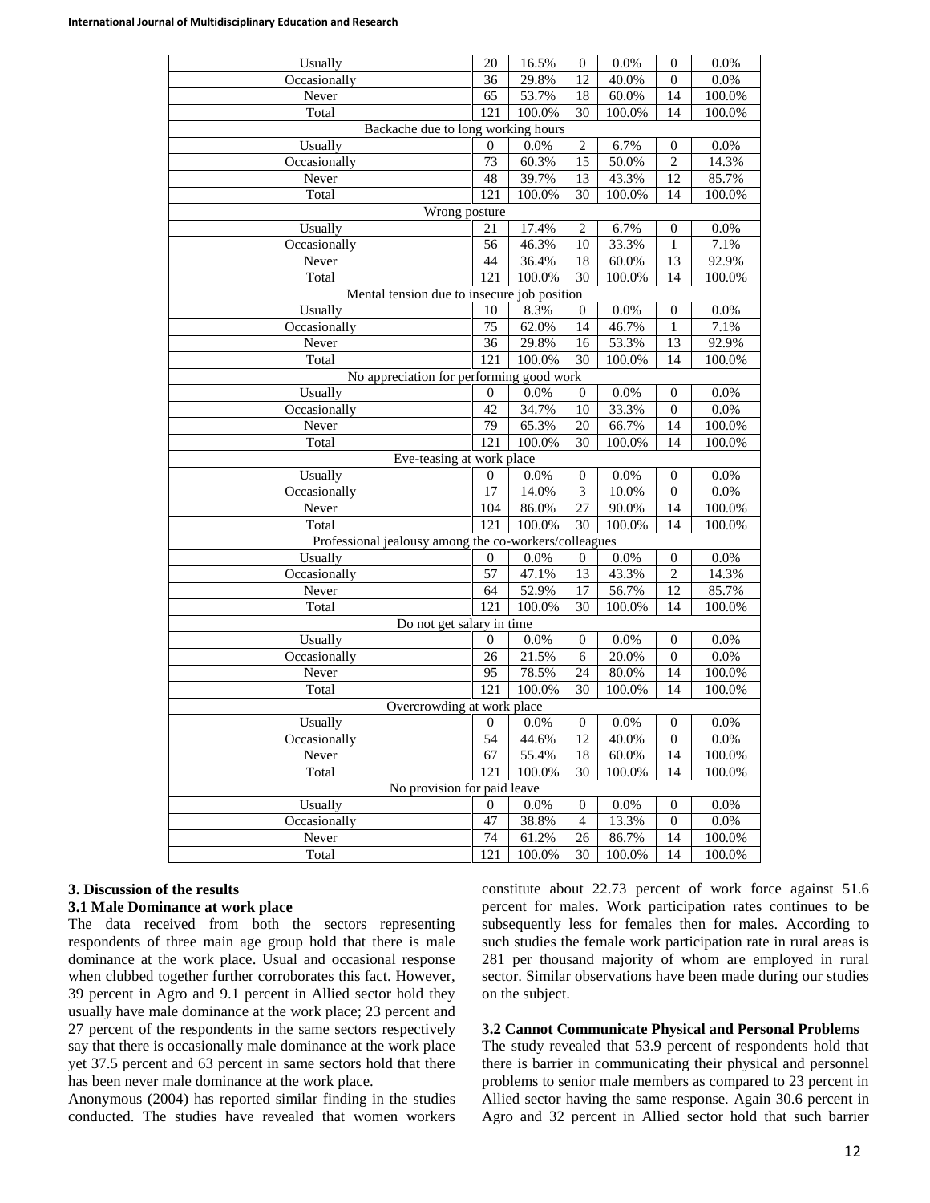| | | | | | | |
|---|---|---|---|---|---|---|
| Usually | 20 | 16.5% | 0 | 0.0% | 0 | 0.0% |
| Occasionally | 36 | 29.8% | 12 | 40.0% | 0 | 0.0% |
| Never | 65 | 53.7% | 18 | 60.0% | 14 | 100.0% |
| Total | 121 | 100.0% | 30 | 100.0% | 14 | 100.0% |
| Backache due to long working hours | | | | | | |
| Usually | 0 | 0.0% | 2 | 6.7% | 0 | 0.0% |
| Occasionally | 73 | 60.3% | 15 | 50.0% | 2 | 14.3% |
| Never | 48 | 39.7% | 13 | 43.3% | 12 | 85.7% |
| Total | 121 | 100.0% | 30 | 100.0% | 14 | 100.0% |
| Wrong posture | | | | | | |
| Usually | 21 | 17.4% | 2 | 6.7% | 0 | 0.0% |
| Occasionally | 56 | 46.3% | 10 | 33.3% | 1 | 7.1% |
| Never | 44 | 36.4% | 18 | 60.0% | 13 | 92.9% |
| Total | 121 | 100.0% | 30 | 100.0% | 14 | 100.0% |
| Mental tension due to insecure job position | | | | | | |
| Usually | 10 | 8.3% | 0 | 0.0% | 0 | 0.0% |
| Occasionally | 75 | 62.0% | 14 | 46.7% | 1 | 7.1% |
| Never | 36 | 29.8% | 16 | 53.3% | 13 | 92.9% |
| Total | 121 | 100.0% | 30 | 100.0% | 14 | 100.0% |
| No appreciation for performing good work | | | | | | |
| Usually | 0 | 0.0% | 0 | 0.0% | 0 | 0.0% |
| Occasionally | 42 | 34.7% | 10 | 33.3% | 0 | 0.0% |
| Never | 79 | 65.3% | 20 | 66.7% | 14 | 100.0% |
| Total | 121 | 100.0% | 30 | 100.0% | 14 | 100.0% |
| Eve-teasing at work place | | | | | | |
| Usually | 0 | 0.0% | 0 | 0.0% | 0 | 0.0% |
| Occasionally | 17 | 14.0% | 3 | 10.0% | 0 | 0.0% |
| Never | 104 | 86.0% | 27 | 90.0% | 14 | 100.0% |
| Total | 121 | 100.0% | 30 | 100.0% | 14 | 100.0% |
| Professional jealousy among the co-workers/colleagues | | | | | | |
| Usually | 0 | 0.0% | 0 | 0.0% | 0 | 0.0% |
| Occasionally | 57 | 47.1% | 13 | 43.3% | 2 | 14.3% |
| Never | 64 | 52.9% | 17 | 56.7% | 12 | 85.7% |
| Total | 121 | 100.0% | 30 | 100.0% | 14 | 100.0% |
| Do not get salary in time | | | | | | |
| Usually | 0 | 0.0% | 0 | 0.0% | 0 | 0.0% |
| Occasionally | 26 | 21.5% | 6 | 20.0% | 0 | 0.0% |
| Never | 95 | 78.5% | 24 | 80.0% | 14 | 100.0% |
| Total | 121 | 100.0% | 30 | 100.0% | 14 | 100.0% |
| Overcrowding at work place | | | | | | |
| Usually | 0 | 0.0% | 0 | 0.0% | 0 | 0.0% |
| Occasionally | 54 | 44.6% | 12 | 40.0% | 0 | 0.0% |
| Never | 67 | 55.4% | 18 | 60.0% | 14 | 100.0% |
| Total | 121 | 100.0% | 30 | 100.0% | 14 | 100.0% |
| No provision for paid leave | | | | | | |
| Usually | 0 | 0.0% | 0 | 0.0% | 0 | 0.0% |
| Occasionally | 47 | 38.8% | 4 | 13.3% | 0 | 0.0% |
| Never | 74 | 61.2% | 26 | 86.7% | 14 | 100.0% |
| Total | 121 | 100.0% | 30 | 100.0% | 14 | 100.0% |

## 3. Discussion of the results

### 3.1 Male Dominance at work place

The data received from both the sectors representing respondents of three main age group hold that there is male dominance at the work place. Usual and occasional response when clubbed together further corroborates this fact. However, 39 percent in Agro and 9.1 percent in Allied sector hold they usually have male dominance at the work place; 23 percent and 27 percent of the respondents in the same sectors respectively say that there is occasionally male dominance at the work place yet 37.5 percent and 63 percent in same sectors hold that there has been never male dominance at the work place.

Anonymous (2004) has reported similar finding in the studies conducted. The studies have revealed that women workers constitute about 22.73 percent of work force against 51.6 percent for males. Work participation rates continues to be subsequently less for females then for males. According to such studies the female work participation rate in rural areas is 281 per thousand majority of whom are employed in rural sector. Similar observations have been made during our studies on the subject.

### 3.2 Cannot Communicate Physical and Personal Problems

The study revealed that 53.9 percent of respondents hold that there is barrier in communicating their physical and personnel problems to senior male members as compared to 23 percent in Allied sector having the same response. Again 30.6 percent in Agro and 32 percent in Allied sector hold that such barrier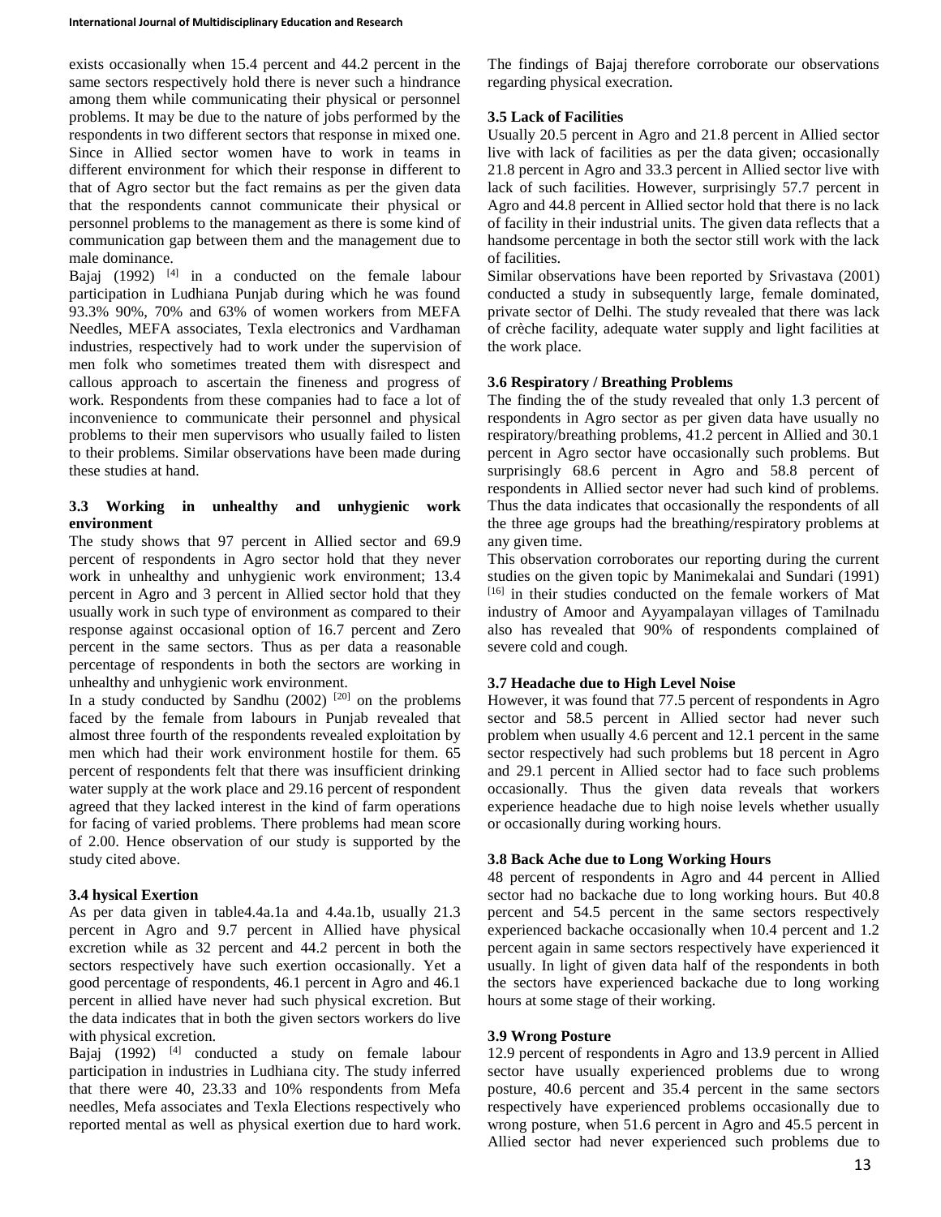exists occasionally when 15.4 percent and 44.2 percent in the same sectors respectively hold there is never such a hindrance among them while communicating their physical or personnel problems. It may be due to the nature of jobs performed by the respondents in two different sectors that response in mixed one. Since in Allied sector women have to work in teams in different environment for which their response in different to that of Agro sector but the fact remains as per the given data that the respondents cannot communicate their physical or personnel problems to the management as there is some kind of communication gap between them and the management due to male dominance.

Bajaj (1992) [4] in a conducted on the female labour participation in Ludhiana Punjab during which he was found 93.3% 90%, 70% and 63% of women workers from MEFA Needles, MEFA associates, Texla electronics and Vardhaman industries, respectively had to work under the supervision of men folk who sometimes treated them with disrespect and callous approach to ascertain the fineness and progress of work. Respondents from these companies had to face a lot of inconvenience to communicate their personnel and physical problems to their men supervisors who usually failed to listen to their problems. Similar observations have been made during these studies at hand.

### 3.3 Working in unhealthy and unhygienic work environment

The study shows that 97 percent in Allied sector and 69.9 percent of respondents in Agro sector hold that they never work in unhealthy and unhygienic work environment; 13.4 percent in Agro and 3 percent in Allied sector hold that they usually work in such type of environment as compared to their response against occasional option of 16.7 percent and Zero percent in the same sectors. Thus as per data a reasonable percentage of respondents in both the sectors are working in unhealthy and unhygienic work environment.

In a study conducted by Sandhu (2002) [20] on the problems faced by the female from labours in Punjab revealed that almost three fourth of the respondents revealed exploitation by men which had their work environment hostile for them. 65 percent of respondents felt that there was insufficient drinking water supply at the work place and 29.16 percent of respondent agreed that they lacked interest in the kind of farm operations for facing of varied problems. There problems had mean score of 2.00. Hence observation of our study is supported by the study cited above.

### 3.4 hysical Exertion

As per data given in table4.4a.1a and 4.4a.1b, usually 21.3 percent in Agro and 9.7 percent in Allied have physical excretion while as 32 percent and 44.2 percent in both the sectors respectively have such exertion occasionally. Yet a good percentage of respondents, 46.1 percent in Agro and 46.1 percent in allied have never had such physical excretion. But the data indicates that in both the given sectors workers do live with physical excretion.

Bajaj (1992) [4] conducted a study on female labour participation in industries in Ludhiana city. The study inferred that there were 40, 23.33 and 10% respondents from Mefa needles, Mefa associates and Texla Elections respectively who reported mental as well as physical exertion due to hard work. The findings of Bajaj therefore corroborate our observations regarding physical execration.

### 3.5 Lack of Facilities

Usually 20.5 percent in Agro and 21.8 percent in Allied sector live with lack of facilities as per the data given; occasionally 21.8 percent in Agro and 33.3 percent in Allied sector live with lack of such facilities. However, surprisingly 57.7 percent in Agro and 44.8 percent in Allied sector hold that there is no lack of facility in their industrial units. The given data reflects that a handsome percentage in both the sector still work with the lack of facilities.

Similar observations have been reported by Srivastava (2001) conducted a study in subsequently large, female dominated, private sector of Delhi. The study revealed that there was lack of crèche facility, adequate water supply and light facilities at the work place.

### 3.6 Respiratory / Breathing Problems

The finding the of the study revealed that only 1.3 percent of respondents in Agro sector as per given data have usually no respiratory/breathing problems, 41.2 percent in Allied and 30.1 percent in Agro sector have occasionally such problems. But surprisingly 68.6 percent in Agro and 58.8 percent of respondents in Allied sector never had such kind of problems. Thus the data indicates that occasionally the respondents of all the three age groups had the breathing/respiratory problems at any given time.

This observation corroborates our reporting during the current studies on the given topic by Manimekalai and Sundari (1991) [16] in their studies conducted on the female workers of Mat industry of Amoor and Ayyampalayan villages of Tamilnadu also has revealed that 90% of respondents complained of severe cold and cough.

### 3.7 Headache due to High Level Noise

However, it was found that 77.5 percent of respondents in Agro sector and 58.5 percent in Allied sector had never such problem when usually 4.6 percent and 12.1 percent in the same sector respectively had such problems but 18 percent in Agro and 29.1 percent in Allied sector had to face such problems occasionally. Thus the given data reveals that workers experience headache due to high noise levels whether usually or occasionally during working hours.

### 3.8 Back Ache due to Long Working Hours

48 percent of respondents in Agro and 44 percent in Allied sector had no backache due to long working hours. But 40.8 percent and 54.5 percent in the same sectors respectively experienced backache occasionally when 10.4 percent and 1.2 percent again in same sectors respectively have experienced it usually. In light of given data half of the respondents in both the sectors have experienced backache due to long working hours at some stage of their working.

### 3.9 Wrong Posture

12.9 percent of respondents in Agro and 13.9 percent in Allied sector have usually experienced problems due to wrong posture, 40.6 percent and 35.4 percent in the same sectors respectively have experienced problems occasionally due to wrong posture, when 51.6 percent in Agro and 45.5 percent in Allied sector had never experienced such problems due to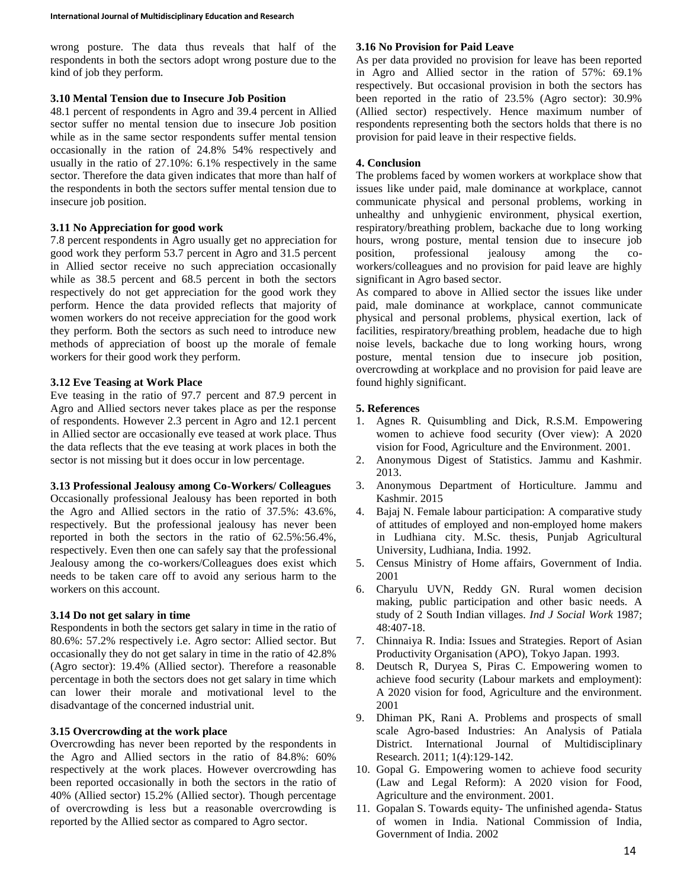wrong posture. The data thus reveals that half of the respondents in both the sectors adopt wrong posture due to the kind of job they perform.

### 3.10 Mental Tension due to Insecure Job Position

48.1 percent of respondents in Agro and 39.4 percent in Allied sector suffer no mental tension due to insecure Job position while as in the same sector respondents suffer mental tension occasionally in the ration of 24.8% 54% respectively and usually in the ratio of 27.10%: 6.1% respectively in the same sector. Therefore the data given indicates that more than half of the respondents in both the sectors suffer mental tension due to insecure job position.

### 3.11 No Appreciation for good work

7.8 percent respondents in Agro usually get no appreciation for good work they perform 53.7 percent in Agro and 31.5 percent in Allied sector receive no such appreciation occasionally while as 38.5 percent and 68.5 percent in both the sectors respectively do not get appreciation for the good work they perform. Hence the data provided reflects that majority of women workers do not receive appreciation for the good work they perform. Both the sectors as such need to introduce new methods of appreciation of boost up the morale of female workers for their good work they perform.

### 3.12 Eve Teasing at Work Place

Eve teasing in the ratio of 97.7 percent and 87.9 percent in Agro and Allied sectors never takes place as per the response of respondents. However 2.3 percent in Agro and 12.1 percent in Allied sector are occasionally eve teased at work place. Thus the data reflects that the eve teasing at work places in both the sector is not missing but it does occur in low percentage.

### 3.13 Professional Jealousy among Co-Workers/ Colleagues

Occasionally professional Jealousy has been reported in both the Agro and Allied sectors in the ratio of 37.5%: 43.6%, respectively. But the professional jealousy has never been reported in both the sectors in the ratio of 62.5%:56.4%, respectively. Even then one can safely say that the professional Jealousy among the co-workers/Colleagues does exist which needs to be taken care off to avoid any serious harm to the workers on this account.

### 3.14 Do not get salary in time

Respondents in both the sectors get salary in time in the ratio of 80.6%: 57.2% respectively i.e. Agro sector: Allied sector. But occasionally they do not get salary in time in the ratio of 42.8% (Agro sector): 19.4% (Allied sector). Therefore a reasonable percentage in both the sectors does not get salary in time which can lower their morale and motivational level to the disadvantage of the concerned industrial unit.

### 3.15 Overcrowding at the work place

Overcrowding has never been reported by the respondents in the Agro and Allied sectors in the ratio of 84.8%: 60% respectively at the work places. However overcrowding has been reported occasionally in both the sectors in the ratio of 40% (Allied sector) 15.2% (Allied sector). Though percentage of overcrowding is less but a reasonable overcrowding is reported by the Allied sector as compared to Agro sector.

### 3.16 No Provision for Paid Leave

As per data provided no provision for leave has been reported in Agro and Allied sector in the ration of 57%: 69.1% respectively. But occasional provision in both the sectors has been reported in the ratio of 23.5% (Agro sector): 30.9% (Allied sector) respectively. Hence maximum number of respondents representing both the sectors holds that there is no provision for paid leave in their respective fields.

## 4. Conclusion

The problems faced by women workers at workplace show that issues like under paid, male dominance at workplace, cannot communicate physical and personal problems, working in unhealthy and unhygienic environment, physical exertion, respiratory/breathing problem, backache due to long working hours, wrong posture, mental tension due to insecure job position, professional jealousy among the co-workers/colleagues and no provision for paid leave are highly significant in Agro based sector.

As compared to above in Allied sector the issues like under paid, male dominance at workplace, cannot communicate physical and personal problems, physical exertion, lack of facilities, respiratory/breathing problem, headache due to high noise levels, backache due to long working hours, wrong posture, mental tension due to insecure job position, overcrowding at workplace and no provision for paid leave are found highly significant.

## 5. References

1. Agnes R. Quisumbling and Dick, R.S.M. Empowering women to achieve food security (Over view): A 2020 vision for Food, Agriculture and the Environment. 2001.
2. Anonymous Digest of Statistics. Jammu and Kashmir. 2013.
3. Anonymous Department of Horticulture. Jammu and Kashmir. 2015
4. Bajaj N. Female labour participation: A comparative study of attitudes of employed and non-employed home makers in Ludhiana city. M.Sc. thesis, Punjab Agricultural University, Ludhiana, India. 1992.
5. Census Ministry of Home affairs, Government of India. 2001
6. Charyulu UVN, Reddy GN. Rural women decision making, public participation and other basic needs. A study of 2 South Indian villages. *Ind J Social Work* 1987; 48:407-18.
7. Chinnaiya R. India: Issues and Strategies. Report of Asian Productivity Organisation (APO), Tokyo Japan. 1993.
8. Deutsch R, Duryea S, Piras C. Empowering women to achieve food security (Labour markets and employment): A 2020 vision for food, Agriculture and the environment. 2001
9. Dhiman PK, Rani A. Problems and prospects of small scale Agro-based Industries: An Analysis of Patiala District. International Journal of Multidisciplinary Research. 2011; 1(4):129-142.
10. Gopal G. Empowering women to achieve food security (Law and Legal Reform): A 2020 vision for Food, Agriculture and the environment. 2001.
11. Gopalan S. Towards equity- The unfinished agenda- Status of women in India. National Commission of India, Government of India. 2002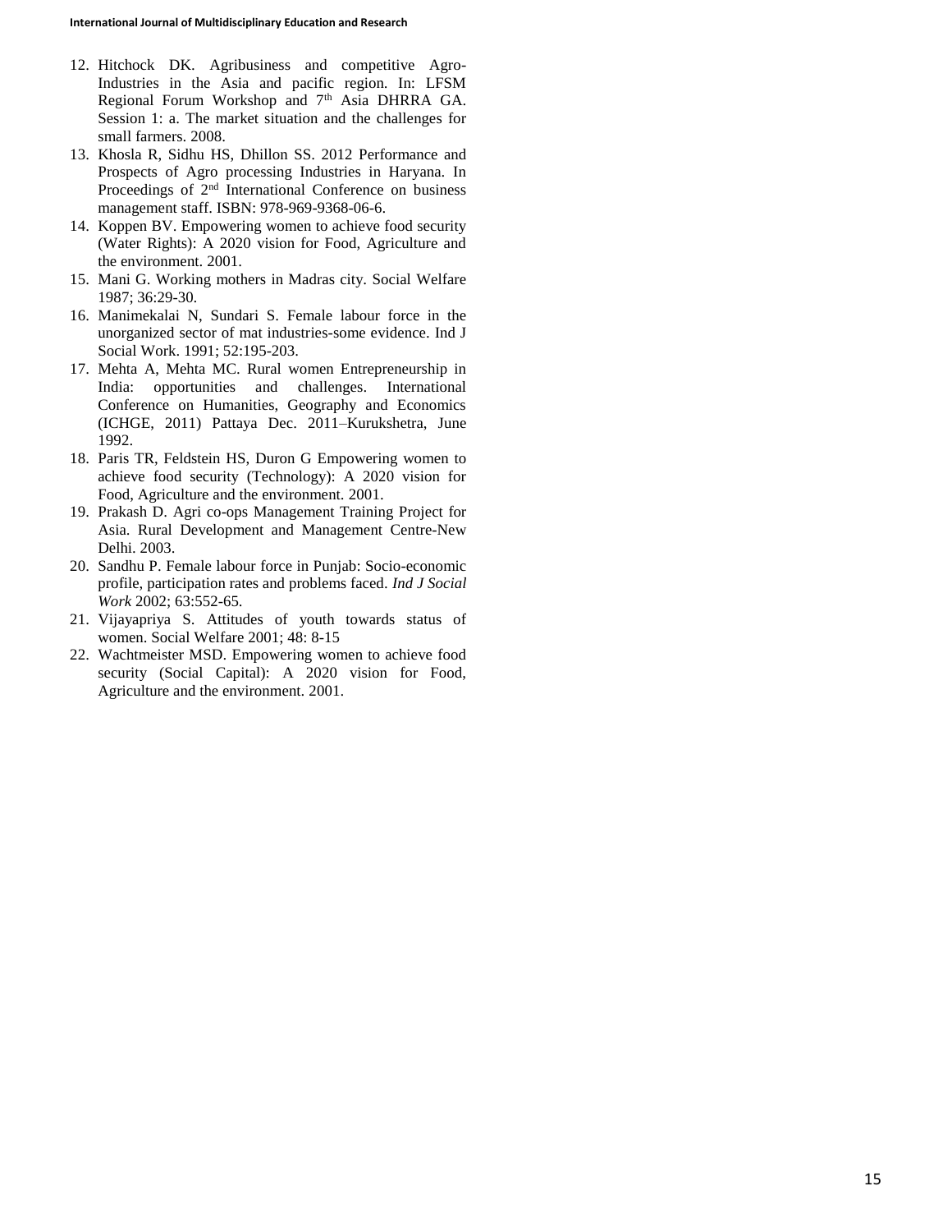12. Hitchock DK. Agribusiness and competitive Agro-Industries in the Asia and pacific region. In: LFSM Regional Forum Workshop and 7th Asia DHRRA GA. Session 1: a. The market situation and the challenges for small farmers. 2008.
13. Khosla R, Sidhu HS, Dhillon SS. 2012 Performance and Prospects of Agro processing Industries in Haryana. In Proceedings of 2nd International Conference on business management staff. ISBN: 978-969-9368-06-6.
14. Koppen BV. Empowering women to achieve food security (Water Rights): A 2020 vision for Food, Agriculture and the environment. 2001.
15. Mani G. Working mothers in Madras city. Social Welfare 1987; 36:29-30.
16. Manimekalai N, Sundari S. Female labour force in the unorganized sector of mat industries-some evidence. Ind J Social Work. 1991; 52:195-203.
17. Mehta A, Mehta MC. Rural women Entrepreneurship in India: opportunities and challenges. International Conference on Humanities, Geography and Economics (ICHGE, 2011) Pattaya Dec. 2011–Kurukshetra, June 1992.
18. Paris TR, Feldstein HS, Duron G Empowering women to achieve food security (Technology): A 2020 vision for Food, Agriculture and the environment. 2001.
19. Prakash D. Agri co-ops Management Training Project for Asia. Rural Development and Management Centre-New Delhi. 2003.
20. Sandhu P. Female labour force in Punjab: Socio-economic profile, participation rates and problems faced. *Ind J Social Work* 2002; 63:552-65.
21. Vijayapriya S. Attitudes of youth towards status of women. Social Welfare 2001; 48: 8-15
22. Wachtmeister MSD. Empowering women to achieve food security (Social Capital): A 2020 vision for Food, Agriculture and the environment. 2001.